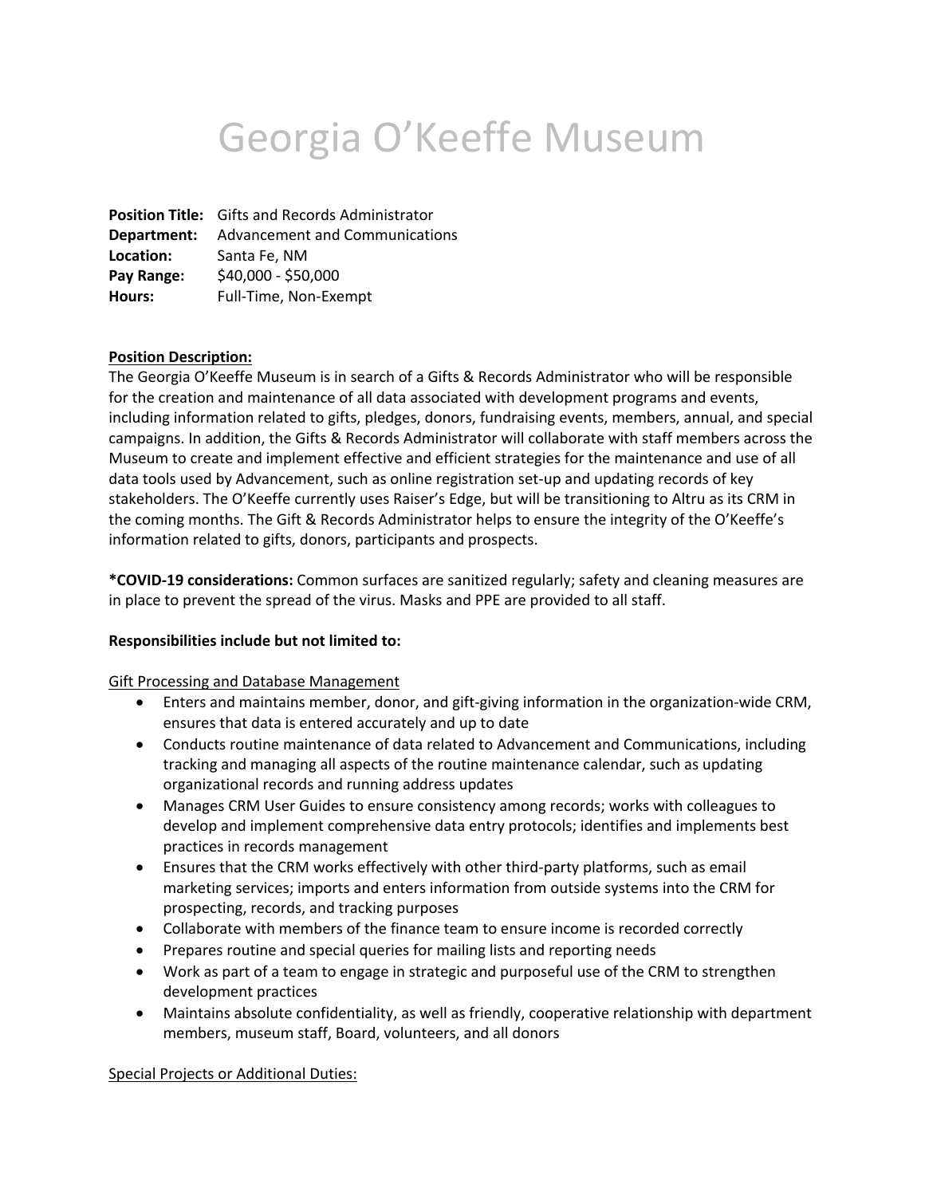# Georgia O'Keeffe Museum

**Position Title:** Gifts and Records Administrator
**Department:** Advancement and Communications
**Location:** Santa Fe, NM
**Pay Range:** $40,000 - $50,000
**Hours:** Full-Time, Non-Exempt

**<u>Position Description:</u>**
The Georgia O'Keeffe Museum is in search of a Gifts & Records Administrator who will be responsible for the creation and maintenance of all data associated with development programs and events, including information related to gifts, pledges, donors, fundraising events, members, annual, and special campaigns. In addition, the Gifts & Records Administrator will collaborate with staff members across the Museum to create and implement effective and efficient strategies for the maintenance and use of all data tools used by Advancement, such as online registration set-up and updating records of key stakeholders. The O'Keeffe currently uses Raiser's Edge, but will be transitioning to Altru as its CRM in the coming months. The Gift & Records Administrator helps to ensure the integrity of the O'Keeffe's information related to gifts, donors, participants and prospects.

***COVID-19 considerations:** Common surfaces are sanitized regularly; safety and cleaning measures are in place to prevent the spread of the virus. Masks and PPE are provided to all staff.

**Responsibilities include but not limited to:**

<u>Gift Processing and Database Management</u>

- Enters and maintains member, donor, and gift-giving information in the organization-wide CRM, ensures that data is entered accurately and up to date
- Conducts routine maintenance of data related to Advancement and Communications, including tracking and managing all aspects of the routine maintenance calendar, such as updating organizational records and running address updates
- Manages CRM User Guides to ensure consistency among records; works with colleagues to develop and implement comprehensive data entry protocols; identifies and implements best practices in records management
- Ensures that the CRM works effectively with other third-party platforms, such as email marketing services; imports and enters information from outside systems into the CRM for prospecting, records, and tracking purposes
- Collaborate with members of the finance team to ensure income is recorded correctly
- Prepares routine and special queries for mailing lists and reporting needs
- Work as part of a team to engage in strategic and purposeful use of the CRM to strengthen development practices
- Maintains absolute confidentiality, as well as friendly, cooperative relationship with department members, museum staff, Board, volunteers, and all donors

<u>Special Projects or Additional Duties:</u>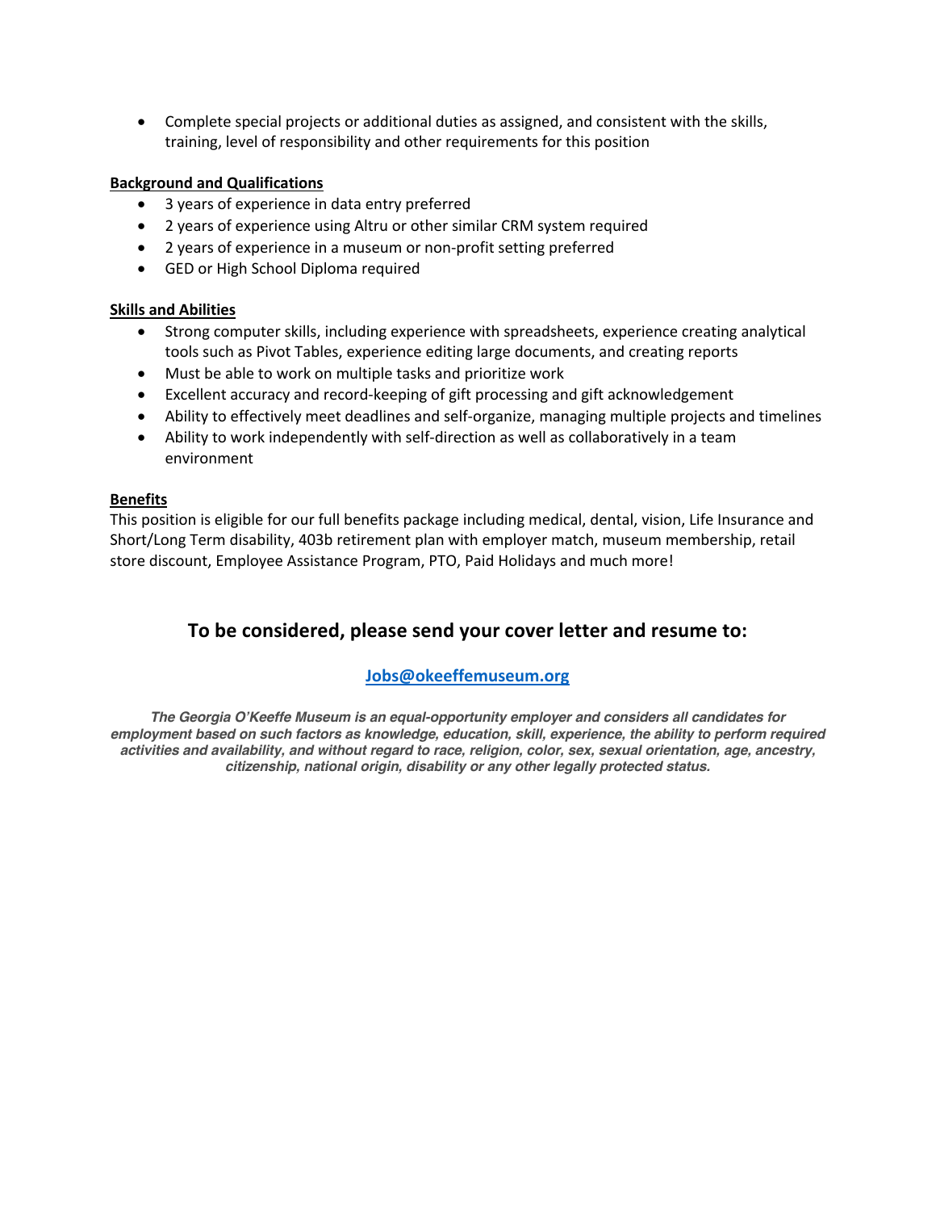- Complete special projects or additional duties as assigned, and consistent with the skills, training, level of responsibility and other requirements for this position

**Background and Qualifications**

- 3 years of experience in data entry preferred
- 2 years of experience using Altru or other similar CRM system required
- 2 years of experience in a museum or non-profit setting preferred
- GED or High School Diploma required

**Skills and Abilities**

- Strong computer skills, including experience with spreadsheets, experience creating analytical tools such as Pivot Tables, experience editing large documents, and creating reports
- Must be able to work on multiple tasks and prioritize work
- Excellent accuracy and record-keeping of gift processing and gift acknowledgement
- Ability to effectively meet deadlines and self-organize, managing multiple projects and timelines
- Ability to work independently with self-direction as well as collaboratively in a team environment

**Benefits**

This position is eligible for our full benefits package including medical, dental, vision, Life Insurance and Short/Long Term disability, 403b retirement plan with employer match, museum membership, retail store discount, Employee Assistance Program, PTO, Paid Holidays and much more!

## To be considered, please send your cover letter and resume to:

**Jobs@okeeffemuseum.org**

***The Georgia O'Keeffe Museum is an equal-opportunity employer and considers all candidates for employment based on such factors as knowledge, education, skill, experience, the ability to perform required activities and availability, and without regard to race, religion, color, sex, sexual orientation, age, ancestry, citizenship, national origin, disability or any other legally protected status.***